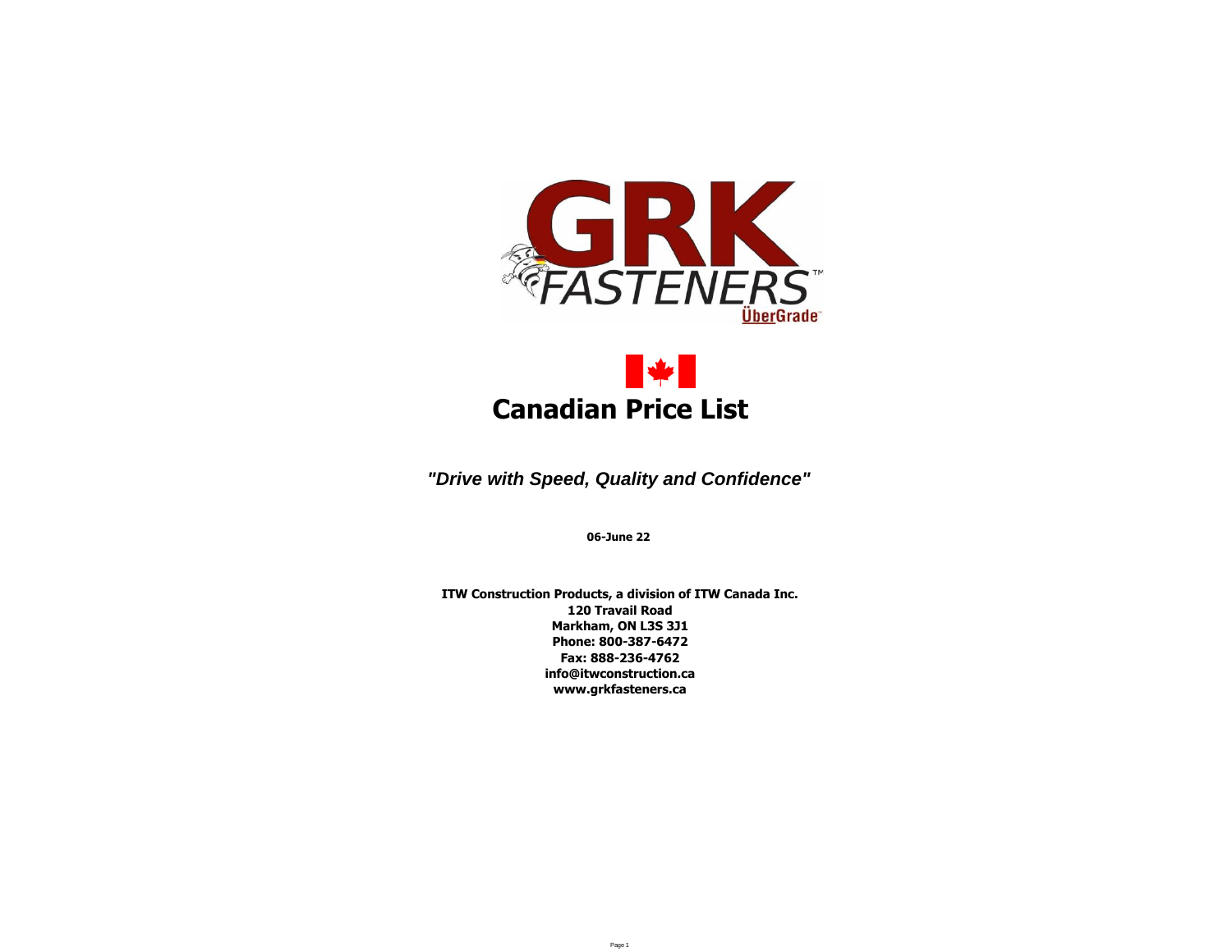GRK FASTENERS™

ÜberGrade™

# Canadian Price List

***"Drive with Speed, Quality and Confidence"***

**06-June 22**

**ITW Construction Products, a division of ITW Canada Inc.**
**120 Travail Road**
**Markham, ON L3S 3J1**
**Phone: 800-387-6472**
**Fax: 888-236-4762**
**info@itwconstruction.ca**
**www.grkfasteners.ca**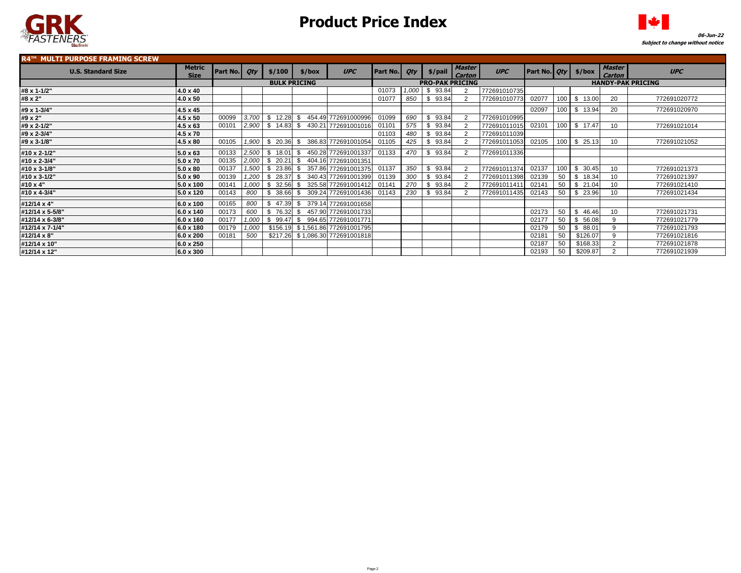# Product Price Index

*06-Jun-22*
*Subject to change without notice*

## R4™ MULTI PURPOSE FRAMING SCREW

| U.S. Standard Size | Metric Size | Part No. | Qty | $/100 | $/box | UPC | Part No. | Qty | $/pail | Master Carton | UPC | Part No. | Qty | $/box | Master Carton | UPC |
|---|---|---|---|---|---|---|---|---|---|---|---|---|---|---|---|---|
| | | BULK PRICING | | | | | PRO-PAK PRICING | | | | | HANDY-PAK PRICING | | | | |
| #8 x 1-1/2" | 4.0 x 40 | | | | | | 01073 | 1,000 | $ 93.84 | 2 | 772691010735 | | | | | |
| #8 x 2" | 4.0 x 50 | | | | | | 01077 | 850 | $ 93.84 | 2 | 772691010773 | 02077 | 100 | $ 13.00 | 20 | 772691020772 |
| #9 x 1-3/4" | 4.5 x 45 | | | | | | | | | | | 02097 | 100 | $ 13.94 | 20 | 772691020970 |
| #9 x 2" | 4.5 x 50 | 00099 | 3,700 | $ 12.28 | $ 454.49 | 772691000996 | 01099 | 690 | $ 93.84 | 2 | 772691010995 | | | | | |
| #9 x 2-1/2" | 4.5 x 63 | 00101 | 2,900 | $ 14.83 | $ 430.21 | 772691001016 | 01101 | 575 | $ 93.84 | 2 | 772691011015 | 02101 | 100 | $ 17.47 | 10 | 772691021014 |
| #9 x 2-3/4" | 4.5 x 70 | | | | | | 01103 | 480 | $ 93.84 | 2 | 772691011039 | | | | | |
| #9 x 3-1/8" | 4.5 x 80 | 00105 | 1,900 | $ 20.36 | $ 386.83 | 772691001054 | 01105 | 425 | $ 93.84 | 2 | 772691011053 | 02105 | 100 | $ 25.13 | 10 | 772691021052 |
| #10 x 2-1/2" | 5.0 x 63 | 00133 | 2,500 | $ 18.01 | $ 450.28 | 772691001337 | 01133 | 470 | $ 93.84 | 2 | 772691011336 | | | | | |
| #10 x 2-3/4" | 5.0 x 70 | 00135 | 2,000 | $ 20.21 | $ 404.16 | 772691001351 | | | | | | | | | | |
| #10 x 3-1/8" | 5.0 x 80 | 00137 | 1,500 | $ 23.86 | $ 357.86 | 772691001375 | 01137 | 350 | $ 93.84 | 2 | 772691011374 | 02137 | 100 | $ 30.45 | 10 | 772691021373 |
| #10 x 3-1/2" | 5.0 x 90 | 00139 | 1,200 | $ 28.37 | $ 340.43 | 772691001399 | 01139 | 300 | $ 93.84 | 2 | 772691011398 | 02139 | 50 | $ 18.34 | 10 | 772691021397 |
| #10 x 4" | 5.0 x 100 | 00141 | 1,000 | $ 32.56 | $ 325.58 | 772691001412 | 01141 | 270 | $ 93.84 | 2 | 772691011411 | 02141 | 50 | $ 21.04 | 10 | 772691021410 |
| #10 x 4-3/4" | 5.0 x 120 | 00143 | 800 | $ 38.66 | $ 309.24 | 772691001436 | 01143 | 230 | $ 93.84 | 2 | 772691011435 | 02143 | 50 | $ 23.96 | 10 | 772691021434 |
| #12/14 x 4" | 6.0 x 100 | 00165 | 800 | $ 47.39 | $ 379.14 | 772691001658 | | | | | | | | | | |
| #12/14 x 5-5/8" | 6.0 x 140 | 00173 | 600 | $ 76.32 | $ 457.90 | 772691001733 | | | | | | 02173 | 50 | $ 46.46 | 10 | 772691021731 |
| #12/14 x 6-3/8" | 6.0 x 160 | 00177 | 1,000 | $ 99.47 | $ 994.65 | 772691001771 | | | | | | 02177 | 50 | $ 56.08 | 9 | 772691021779 |
| #12/14 x 7-1/4" | 6.0 x 180 | 00179 | 1,000 | $156.19 | $ 1,561.86 | 772691001795 | | | | | | 02179 | 50 | $ 88.01 | 9 | 772691021793 |
| #12/14 x 8" | 6.0 x 200 | 00181 | 500 | $217.26 | $ 1,086.30 | 772691001818 | | | | | | 02181 | 50 | $126.07 | 9 | 772691021816 |
| #12/14 x 10" | 6.0 x 250 | | | | | | | | | | | 02187 | 50 | $168.33 | 2 | 772691021878 |
| #12/14 x 12" | 6.0 x 300 | | | | | | | | | | | 02193 | 50 | $209.87 | 2 | 772691021939 |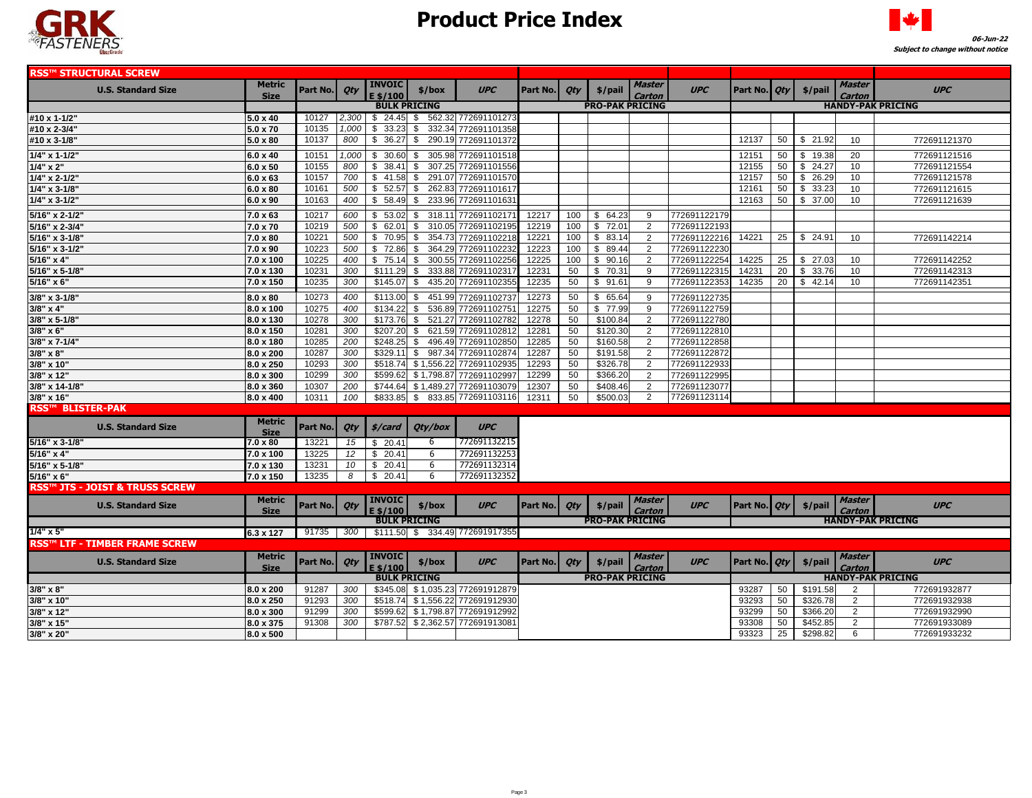# Product Price Index

06-Jun-22
*Subject to change without notice*

## RSS™ STRUCTURAL SCREW

| U.S. Standard Size | Metric Size | Part No. | Qty | INVOICE $/100 | $/box | UPC | Part No. | Qty | $/pail | Master Carton | UPC | Part No. | Qty | $/pail | Master Carton | UPC |
|---|---|---|---|---|---|---|---|---|---|---|---|---|---|---|---|---|
| | | BULK PRICING | | | | | PRO-PAK PRICING | | | | | HANDY-PAK PRICING | | | | |
| #10 x 1-1/2" | 5.0 x 40 | 10127 | 2,300 | $ 24.45 | $ 562.32 | 772691101273 | | | | | | | | | | |
| #10 x 2-3/4" | 5.0 x 70 | 10135 | 1,000 | $ 33.23 | $ 332.34 | 772691101358 | | | | | | | | | | |
| #10 x 3-1/8" | 5.0 x 80 | 10137 | 800 | $ 36.27 | $ 290.19 | 772691101372 | | | | | | 12137 | 50 | $ 21.92 | 10 | 772691121370 |
| 1/4" x 1-1/2" | 6.0 x 40 | 10151 | 1,000 | $ 30.60 | $ 305.98 | 772691101518 | | | | | | 12151 | 50 | $ 19.38 | 20 | 772691121516 |
| 1/4" x 2" | 6.0 x 50 | 10155 | 800 | $ 38.41 | $ 307.25 | 772691101556 | | | | | | 12155 | 50 | $ 24.27 | 10 | 772691121554 |
| 1/4" x 2-1/2" | 6.0 x 63 | 10157 | 700 | $ 41.58 | $ 291.07 | 772691101570 | | | | | | 12157 | 50 | $ 26.29 | 10 | 772691121578 |
| 1/4" x 3-1/8" | 6.0 x 80 | 10161 | 500 | $ 52.57 | $ 262.83 | 772691101617 | | | | | | 12161 | 50 | $ 33.23 | 10 | 772691121615 |
| 1/4" x 3-1/2" | 6.0 x 90 | 10163 | 400 | $ 58.49 | $ 233.96 | 772691101631 | | | | | | 12163 | 50 | $ 37.00 | 10 | 772691121639 |
| 5/16" x 2-1/2" | 7.0 x 63 | 10217 | 600 | $ 53.02 | $ 318.11 | 772691102171 | 12217 | 100 | $ 64.23 | 9 | 772691122179 | | | | | |
| 5/16" x 2-3/4" | 7.0 x 70 | 10219 | 500 | $ 62.01 | $ 310.05 | 772691102195 | 12219 | 100 | $ 72.01 | 2 | 772691122193 | | | | | |
| 5/16" x 3-1/8" | 7.0 x 80 | 10221 | 500 | $ 70.95 | $ 354.73 | 772691102218 | 12221 | 100 | $ 83.14 | 2 | 772691122216 | 14221 | 25 | $ 24.91 | 10 | 772691142214 |
| 5/16" x 3-1/2" | 7.0 x 90 | 10223 | 500 | $ 72.86 | $ 364.29 | 772691102232 | 12223 | 100 | $ 89.44 | 2 | 772691122230 | | | | | |
| 5/16" x 4" | 7.0 x 100 | 10225 | 400 | $ 75.14 | $ 300.55 | 772691102256 | 12225 | 100 | $ 90.16 | 2 | 772691122254 | 14225 | 25 | $ 27.03 | 10 | 772691142252 |
| 5/16" x 5-1/8" | 7.0 x 130 | 10231 | 300 | $111.29 | $ 333.88 | 772691102317 | 12231 | 50 | $ 70.31 | 9 | 772691122315 | 14231 | 20 | $ 33.76 | 10 | 772691142313 |
| 5/16" x 6" | 7.0 x 150 | 10235 | 300 | $145.07 | $ 435.20 | 772691102355 | 12235 | 50 | $ 91.61 | 9 | 772691122353 | 14235 | 20 | $ 42.14 | 10 | 772691142351 |
| 3/8" x 3-1/8" | 8.0 x 80 | 10273 | 400 | $113.00 | $ 451.99 | 772691102737 | 12273 | 50 | $ 65.64 | 9 | 772691122735 | | | | | |
| 3/8" x 4" | 8.0 x 100 | 10275 | 400 | $134.22 | $ 536.89 | 772691102751 | 12275 | 50 | $ 77.99 | 9 | 772691122759 | | | | | |
| 3/8" x 5-1/8" | 8.0 x 130 | 10278 | 300 | $173.76 | $ 521.27 | 772691102782 | 12278 | 50 | $100.84 | 2 | 772691122780 | | | | | |
| 3/8" x 6" | 8.0 x 150 | 10281 | 300 | $207.20 | $ 621.59 | 772691102812 | 12281 | 50 | $120.30 | 2 | 772691122810 | | | | | |
| 3/8" x 7-1/4" | 8.0 x 180 | 10285 | 200 | $248.25 | $ 496.49 | 772691102850 | 12285 | 50 | $160.58 | 2 | 772691122858 | | | | | |
| 3/8" x 8" | 8.0 x 200 | 10287 | 300 | $329.11 | $ 987.34 | 772691102874 | 12287 | 50 | $191.58 | 2 | 772691122872 | | | | | |
| 3/8" x 10" | 8.0 x 250 | 10293 | 300 | $518.74 | $ 1,556.22 | 772691102935 | 12293 | 50 | $326.78 | 2 | 772691122933 | | | | | |
| 3/8" x 12" | 8.0 x 300 | 10299 | 300 | $599.62 | $ 1,798.87 | 772691102997 | 12299 | 50 | $366.20 | 2 | 772691122995 | | | | | |
| 3/8" x 14-1/8" | 8.0 x 360 | 10307 | 200 | $744.64 | $ 1,489.27 | 772691103079 | 12307 | 50 | $408.46 | 2 | 772691123077 | | | | | |
| 3/8" x 16" | 8.0 x 400 | 10311 | 100 | $833.85 | $ 833.85 | 772691103116 | 12311 | 50 | $500.03 | 2 | 772691123114 | | | | | |

## RSS™ BLISTER-PAK

| U.S. Standard Size | Metric Size | Part No. | Qty | $/card | Qty/box | UPC |
|---|---|---|---|---|---|---|
| 5/16" x 3-1/8" | 7.0 x 80 | 13221 | 15 | $ 20.41 | 6 | 772691132215 |
| 5/16" x 4" | 7.0 x 100 | 13225 | 12 | $ 20.41 | 6 | 772691132253 |
| 5/16" x 5-1/8" | 7.0 x 130 | 13231 | 10 | $ 20.41 | 6 | 772691132314 |
| 5/16" x 6" | 7.0 x 150 | 13235 | 8 | $ 20.41 | 6 | 772691132352 |

## RSS™ JTS - JOIST & TRUSS SCREW

| U.S. Standard Size | Metric Size | Part No. | Qty | INVOICE $/100 | $/box | UPC | Part No. | Qty | $/pail | Master Carton | UPC | Part No. | Qty | $/pail | Master Carton | UPC |
|---|---|---|---|---|---|---|---|---|---|---|---|---|---|---|---|---|
| | | BULK PRICING | | | | | PRO-PAK PRICING | | | | | HANDY-PAK PRICING | | | | |
| 1/4" x 5" | 6.3 x 127 | 91735 | 300 | $111.50 | $ 334.49 | 772691917355 | | | | | | | | | | |

## RSS™ LTF - TIMBER FRAME SCREW

| U.S. Standard Size | Metric Size | Part No. | Qty | INVOICE $/100 | $/box | UPC | Part No. | Qty | $/pail | Master Carton | UPC | Part No. | Qty | $/pail | Master Carton | UPC |
|---|---|---|---|---|---|---|---|---|---|---|---|---|---|---|---|---|
| | | BULK PRICING | | | | | PRO-PAK PRICING | | | | | HANDY-PAK PRICING | | | | |
| 3/8" x 8" | 8.0 x 200 | 91287 | 300 | $345.08 | $ 1,035.23 | 772691912879 | | | | | | 93287 | 50 | $191.58 | 2 | 772691932877 |
| 3/8" x 10" | 8.0 x 250 | 91293 | 300 | $518.74 | $ 1,556.22 | 772691912930 | | | | | | 93293 | 50 | $326.78 | 2 | 772691932938 |
| 3/8" x 12" | 8.0 x 300 | 91299 | 300 | $599.62 | $ 1,798.87 | 772691912992 | | | | | | 93299 | 50 | $366.20 | 2 | 772691932990 |
| 3/8" x 15" | 8.0 x 375 | 91308 | 300 | $787.52 | $ 2,362.57 | 772691913081 | | | | | | 93308 | 50 | $452.85 | 2 | 772691933089 |
| 3/8" x 20" | 8.0 x 500 | | | | | | | | | | | 93323 | 25 | $298.82 | 6 | 772691933232 |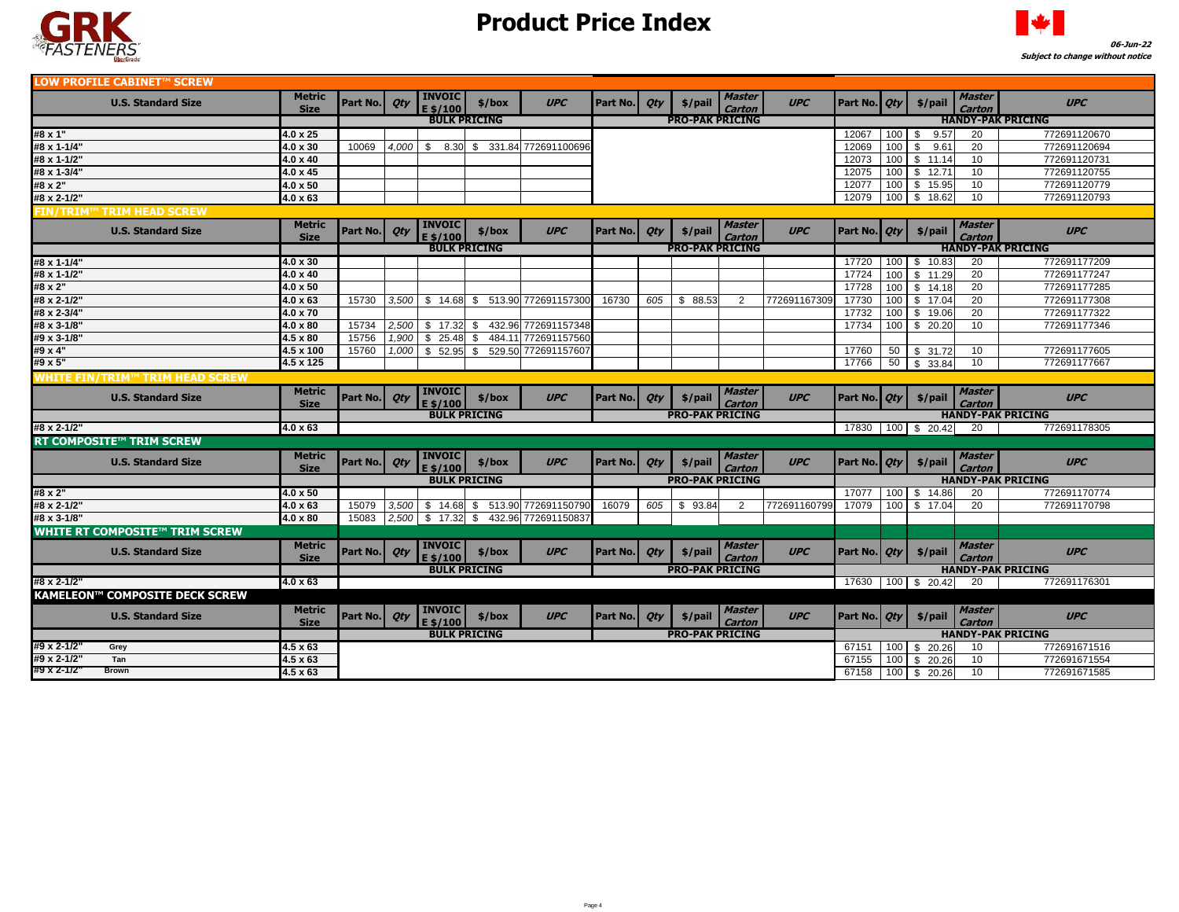GRK FASTENERS

# Product Price Index

06-Jun-22
*Subject to change without notice*

## LOW PROFILE CABINET™ SCREW

| U.S. Standard Size | Metric Size | Part No. | Qty | INVOICE $/100 | $/box | UPC | Part No. | Qty | $/pail | Master Carton | UPC | Part No. | Qty | $/pail | Master Carton | UPC |
|---|---|---|---|---|---|---|---|---|---|---|---|---|---|---|---|---|
| | | BULK PRICING | | | | | PRO-PAK PRICING | | | | | HANDY-PAK PRICING | | | | |
| #8 x 1" | 4.0 x 25 | | | | | | | | | | | 12067 | 100 | $ 9.57 | 20 | 772691120670 |
| #8 x 1-1/4" | 4.0 x 30 | 10069 | 4,000 | $ 8.30 | $ 331.84 | 772691100696 | | | | | | 12069 | 100 | $ 9.61 | 20 | 772691120694 |
| #8 x 1-1/2" | 4.0 x 40 | | | | | | | | | | | 12073 | 100 | $ 11.14 | 10 | 772691120731 |
| #8 x 1-3/4" | 4.0 x 45 | | | | | | | | | | | 12075 | 100 | $ 12.71 | 10 | 772691120755 |
| #8 x 2" | 4.0 x 50 | | | | | | | | | | | 12077 | 100 | $ 15.95 | 10 | 772691120779 |
| #8 x 2-1/2" | 4.0 x 63 | | | | | | | | | | | 12079 | 100 | $ 18.62 | 10 | 772691120793 |

## FIN/TRIM™ TRIM HEAD SCREW

| U.S. Standard Size | Metric Size | Part No. | Qty | INVOICE $/100 | $/box | UPC | Part No. | Qty | $/pail | Master Carton | UPC | Part No. | Qty | $/pail | Master Carton | UPC |
|---|---|---|---|---|---|---|---|---|---|---|---|---|---|---|---|---|
| | | BULK PRICING | | | | | PRO-PAK PRICING | | | | | HANDY-PAK PRICING | | | | |
| #8 x 1-1/4" | 4.0 x 30 | | | | | | | | | | | 17720 | 100 | $ 10.83 | 20 | 772691177209 |
| #8 x 1-1/2" | 4.0 x 40 | | | | | | | | | | | 17724 | 100 | $ 11.29 | 20 | 772691177247 |
| #8 x 2" | 4.0 x 50 | | | | | | | | | | | 17728 | 100 | $ 14.18 | 20 | 772691177285 |
| #8 x 2-1/2" | 4.0 x 63 | 15730 | 3,500 | $ 14.68 | $ 513.90 | 772691157300 | 16730 | 605 | $ 88.53 | 2 | 772691167309 | 17730 | 100 | $ 17.04 | 20 | 772691177308 |
| #8 x 2-3/4" | 4.0 x 70 | | | | | | | | | | | 17732 | 100 | $ 19.06 | 20 | 772691177322 |
| #8 x 3-1/8" | 4.0 x 80 | 15734 | 2,500 | $ 17.32 | $ 432.96 | 772691157348 | | | | | | 17734 | 100 | $ 20.20 | 10 | 772691177346 |
| #9 x 3-1/8" | 4.5 x 80 | 15756 | 1,900 | $ 25.48 | $ 484.11 | 772691157560 | | | | | | | | | | |
| #9 x 4" | 4.5 x 100 | 15760 | 1,000 | $ 52.95 | $ 529.50 | 772691157607 | | | | | | 17760 | 50 | $ 31.72 | 10 | 772691177605 |
| #9 x 5" | 4.5 x 125 | | | | | | | | | | | 17766 | 50 | $ 33.84 | 10 | 772691177667 |

## WHITE FIN/TRIM™ TRIM HEAD SCREW

| U.S. Standard Size | Metric Size | Part No. | Qty | INVOICE $/100 | $/box | UPC | Part No. | Qty | $/pail | Master Carton | UPC | Part No. | Qty | $/pail | Master Carton | UPC |
|---|---|---|---|---|---|---|---|---|---|---|---|---|---|---|---|---|
| | | BULK PRICING | | | | | PRO-PAK PRICING | | | | | HANDY-PAK PRICING | | | | |
| #8 x 2-1/2" | 4.0 x 63 | | | | | | | | | | | 17830 | 100 | $ 20.42 | 20 | 772691178305 |

## RT COMPOSITE™ TRIM SCREW

| U.S. Standard Size | Metric Size | Part No. | Qty | INVOICE $/100 | $/box | UPC | Part No. | Qty | $/pail | Master Carton | UPC | Part No. | Qty | $/pail | Master Carton | UPC |
|---|---|---|---|---|---|---|---|---|---|---|---|---|---|---|---|---|
| | | BULK PRICING | | | | | PRO-PAK PRICING | | | | | HANDY-PAK PRICING | | | | |
| #8 x 2" | 4.0 x 50 | | | | | | | | | | | 17077 | 100 | $ 14.86 | 20 | 772691170774 |
| #8 x 2-1/2" | 4.0 x 63 | 15079 | 3,500 | $ 14.68 | $ 513.90 | 772691150790 | 16079 | 605 | $ 93.84 | 2 | 772691160799 | 17079 | 100 | $ 17.04 | 20 | 772691170798 |
| #8 x 3-1/8" | 4.0 x 80 | 15083 | 2,500 | $ 17.32 | $ 432.96 | 772691150837 | | | | | | | | | | |

## WHITE RT COMPOSITE™ TRIM SCREW

| U.S. Standard Size | Metric Size | Part No. | Qty | INVOICE $/100 | $/box | UPC | Part No. | Qty | $/pail | Master Carton | UPC | Part No. | Qty | $/pail | Master Carton | UPC |
|---|---|---|---|---|---|---|---|---|---|---|---|---|---|---|---|---|
| | | BULK PRICING | | | | | PRO-PAK PRICING | | | | | HANDY-PAK PRICING | | | | |
| #8 x 2-1/2" | 4.0 x 63 | | | | | | | | | | | 17630 | 100 | $ 20.42 | 20 | 772691176301 |

## KAMELEON™ COMPOSITE DECK SCREW

| U.S. Standard Size | Metric Size | Part No. | Qty | INVOICE $/100 | $/box | UPC | Part No. | Qty | $/pail | Master Carton | UPC | Part No. | Qty | $/pail | Master Carton | UPC |
|---|---|---|---|---|---|---|---|---|---|---|---|---|---|---|---|---|
| | | BULK PRICING | | | | | PRO-PAK PRICING | | | | | HANDY-PAK PRICING | | | | |
| #9 x 2-1/2" Grey | 4.5 x 63 | | | | | | | | | | | 67151 | 100 | $ 20.26 | 10 | 772691671516 |
| #9 x 2-1/2" Tan | 4.5 x 63 | | | | | | | | | | | 67155 | 100 | $ 20.26 | 10 | 772691671554 |
| #9 x 2-1/2" Brown | 4.5 x 63 | | | | | | | | | | | 67158 | 100 | $ 20.26 | 10 | 772691671585 |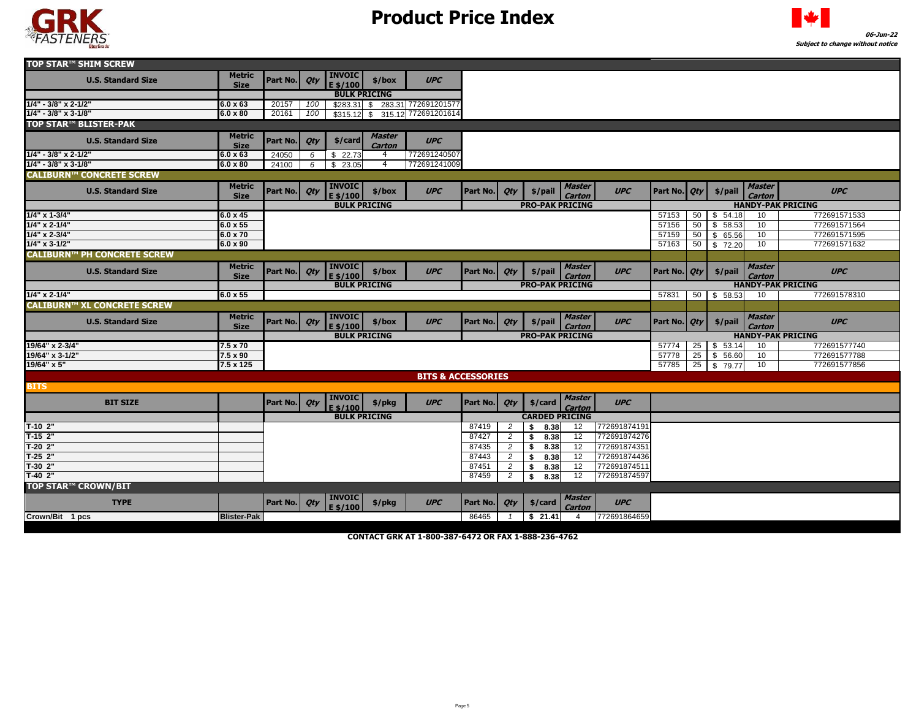# Product Price Index

GRK FASTENERS

*06-Jun-22*
*Subject to change without notice*

## TOP STAR™ SHIM SCREW

| U.S. Standard Size | Metric Size | Part No. | Qty | INVOICE $/100 | $/box | UPC |
|---|---|---|---|---|---|---|
| | | BULK PRICING | | | | |
| 1/4" - 3/8" x 2-1/2" | 6.0 x 63 | 20157 | 100 | $283.31 | $ 283.31 | 772691201577 |
| 1/4" - 3/8" x 3-1/8" | 6.0 x 80 | 20161 | 100 | $315.12 | $ 315.12 | 772691201614 |

## TOP STAR™ BLISTER-PAK

| U.S. Standard Size | Metric Size | Part No. | Qty | $/card | Master Carton | UPC |
|---|---|---|---|---|---|---|
| 1/4" - 3/8" x 2-1/2" | 6.0 x 63 | 24050 | 6 | $ 22.73 | 4 | 772691240507 |
| 1/4" - 3/8" x 3-1/8" | 6.0 x 80 | 24100 | 6 | $ 23.05 | 4 | 772691241009 |

## CALIBURN™ CONCRETE SCREW

| U.S. Standard Size | Metric Size | Part No. | Qty | INVOICE $/100 | $/box | UPC | Part No. | Qty | $/pail | Master Carton | UPC | Part No. | Qty | $/pail | Master Carton | UPC |
|---|---|---|---|---|---|---|---|---|---|---|---|---|---|---|---|---|
| | | BULK PRICING | | | | | PRO-PAK PRICING | | | | | HANDY-PAK PRICING | | | | |
| 1/4" x 1-3/4" | 6.0 x 45 | | | | | | | | | | | 57153 | 50 | $ 54.18 | 10 | 772691571533 |
| 1/4" x 2-1/4" | 6.0 x 55 | | | | | | | | | | | 57156 | 50 | $ 58.53 | 10 | 772691571564 |
| 1/4" x 2-3/4" | 6.0 x 70 | | | | | | | | | | | 57159 | 50 | $ 65.56 | 10 | 772691571595 |
| 1/4" x 3-1/2" | 6.0 x 90 | | | | | | | | | | | 57163 | 50 | $ 72.20 | 10 | 772691571632 |

## CALIBURN™ PH CONCRETE SCREW

| U.S. Standard Size | Metric Size | Part No. | Qty | INVOICE $/100 | $/box | UPC | Part No. | Qty | $/pail | Master Carton | UPC | Part No. | Qty | $/pail | Master Carton | UPC |
|---|---|---|---|---|---|---|---|---|---|---|---|---|---|---|---|---|
| | | BULK PRICING | | | | | PRO-PAK PRICING | | | | | HANDY-PAK PRICING | | | | |
| 1/4" x 2-1/4" | 6.0 x 55 | | | | | | | | | | | 57831 | 50 | $ 58.53 | 10 | 772691578310 |

## CALIBURN™ XL CONCRETE SCREW

| U.S. Standard Size | Metric Size | Part No. | Qty | INVOICE $/100 | $/box | UPC | Part No. | Qty | $/pail | Master Carton | UPC | Part No. | Qty | $/pail | Master Carton | UPC |
|---|---|---|---|---|---|---|---|---|---|---|---|---|---|---|---|---|
| | | BULK PRICING | | | | | PRO-PAK PRICING | | | | | HANDY-PAK PRICING | | | | |
| 19/64" x 2-3/4" | 7.5 x 70 | | | | | | | | | | | 57774 | 25 | $ 53.14 | 10 | 772691577740 |
| 19/64" x 3-1/2" | 7.5 x 90 | | | | | | | | | | | 57778 | 25 | $ 56.60 | 10 | 772691577788 |
| 19/64" x 5" | 7.5 x 125 | | | | | | | | | | | 57785 | 25 | $ 79.77 | 10 | 772691577856 |

# BITS & ACCESSORIES

## BITS

| BIT SIZE | | Part No. | Qty | INVOICE $/100 | $/pkg | UPC | Part No. | Qty | $/card | Master Carton | UPC |
|---|---|---|---|---|---|---|---|---|---|---|---|
| | | BULK PRICING | | | | | CARDED PRICING | | | | |
| T-10 2" | | | | | | | 87419 | 2 | $ 8.38 | 12 | 772691874191 |
| T-15 2" | | | | | | | 87427 | 2 | $ 8.38 | 12 | 772691874276 |
| T-20 2" | | | | | | | 87435 | 2 | $ 8.38 | 12 | 772691874351 |
| T-25 2" | | | | | | | 87443 | 2 | $ 8.38 | 12 | 772691874436 |
| T-30 2" | | | | | | | 87451 | 2 | $ 8.38 | 12 | 772691874511 |
| T-40 2" | | | | | | | 87459 | 2 | $ 8.38 | 12 | 772691874597 |

## TOP STAR™ CROWN/BIT

| TYPE | | Part No. | Qty | INVOICE $/100 | $/pkg | UPC | Part No. | Qty | $/card | Master Carton | UPC |
|---|---|---|---|---|---|---|---|---|---|---|---|
| Crown/Bit 1 pcs | Blister-Pak | | | | | | 86465 | 1 | $ 21.41 | 4 | 772691864659 |

**CONTACT GRK AT 1-800-387-6472 OR FAX 1-888-236-4762**